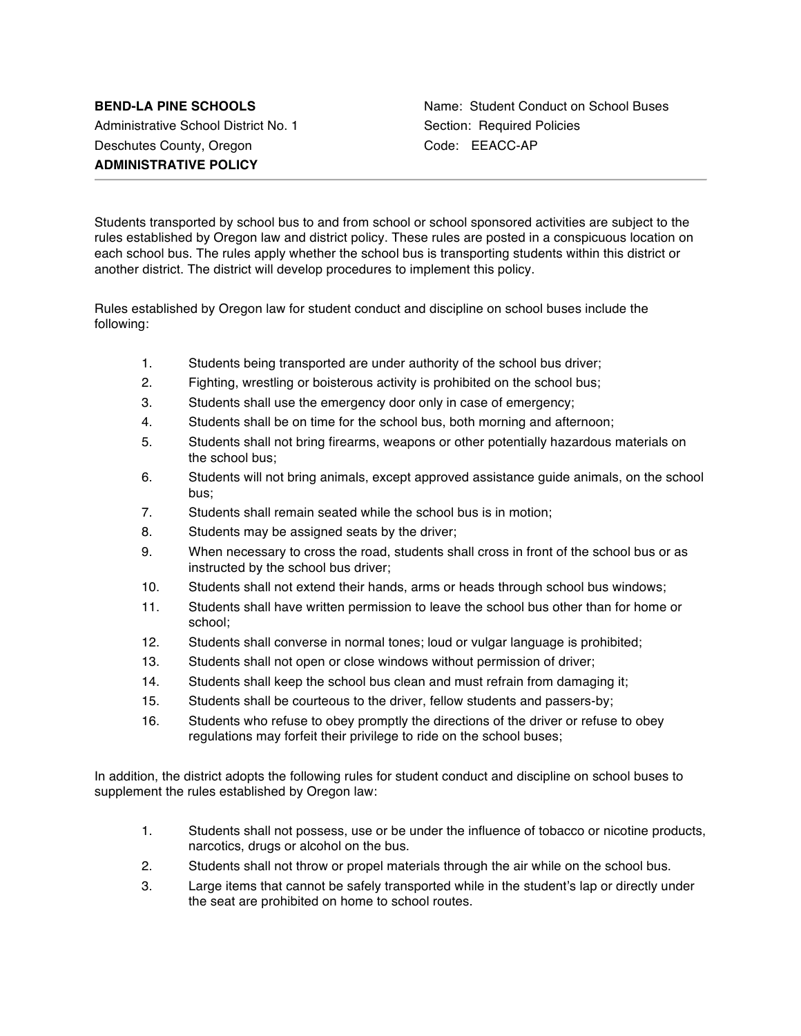**BEND-LA PINE SCHOOLS**
Administrative School District No. 1
Deschutes County, Oregon
**ADMINISTRATIVE POLICY**

Name: Student Conduct on School Buses
Section: Required Policies
Code: EEACC-AP

---

Students transported by school bus to and from school or school sponsored activities are subject to the rules established by Oregon law and district policy. These rules are posted in a conspicuous location on each school bus. The rules apply whether the school bus is transporting students within this district or another district. The district will develop procedures to implement this policy.

Rules established by Oregon law for student conduct and discipline on school buses include the following:

1. Students being transported are under authority of the school bus driver;
2. Fighting, wrestling or boisterous activity is prohibited on the school bus;
3. Students shall use the emergency door only in case of emergency;
4. Students shall be on time for the school bus, both morning and afternoon;
5. Students shall not bring firearms, weapons or other potentially hazardous materials on the school bus;
6. Students will not bring animals, except approved assistance guide animals, on the school bus;
7. Students shall remain seated while the school bus is in motion;
8. Students may be assigned seats by the driver;
9. When necessary to cross the road, students shall cross in front of the school bus or as instructed by the school bus driver;
10. Students shall not extend their hands, arms or heads through school bus windows;
11. Students shall have written permission to leave the school bus other than for home or school;
12. Students shall converse in normal tones; loud or vulgar language is prohibited;
13. Students shall not open or close windows without permission of driver;
14. Students shall keep the school bus clean and must refrain from damaging it;
15. Students shall be courteous to the driver, fellow students and passers-by;
16. Students who refuse to obey promptly the directions of the driver or refuse to obey regulations may forfeit their privilege to ride on the school buses;

In addition, the district adopts the following rules for student conduct and discipline on school buses to supplement the rules established by Oregon law:

1. Students shall not possess, use or be under the influence of tobacco or nicotine products, narcotics, drugs or alcohol on the bus.
2. Students shall not throw or propel materials through the air while on the school bus.
3. Large items that cannot be safely transported while in the student's lap or directly under the seat are prohibited on home to school routes.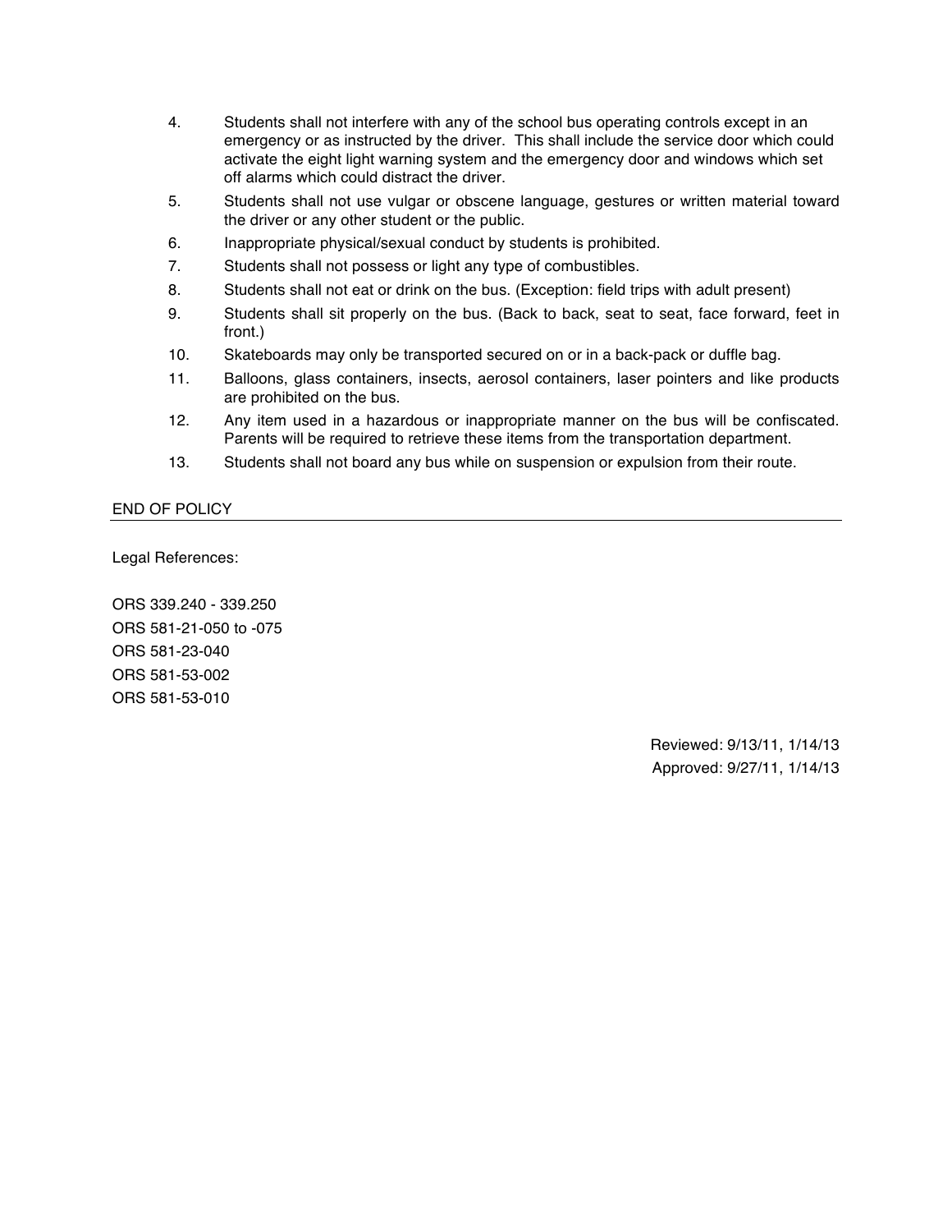4. Students shall not interfere with any of the school bus operating controls except in an emergency or as instructed by the driver. This shall include the service door which could activate the eight light warning system and the emergency door and windows which set off alarms which could distract the driver.
5. Students shall not use vulgar or obscene language, gestures or written material toward the driver or any other student or the public.
6. Inappropriate physical/sexual conduct by students is prohibited.
7. Students shall not possess or light any type of combustibles.
8. Students shall not eat or drink on the bus. (Exception: field trips with adult present)
9. Students shall sit properly on the bus. (Back to back, seat to seat, face forward, feet in front.)
10. Skateboards may only be transported secured on or in a back-pack or duffle bag.
11. Balloons, glass containers, insects, aerosol containers, laser pointers and like products are prohibited on the bus.
12. Any item used in a hazardous or inappropriate manner on the bus will be confiscated. Parents will be required to retrieve these items from the transportation department.
13. Students shall not board any bus while on suspension or expulsion from their route.

END OF POLICY

---

Legal References:

ORS 339.240 - 339.250
ORS 581-21-050 to -075
ORS 581-23-040
ORS 581-53-002
ORS 581-53-010

Reviewed: 9/13/11, 1/14/13
Approved: 9/27/11, 1/14/13